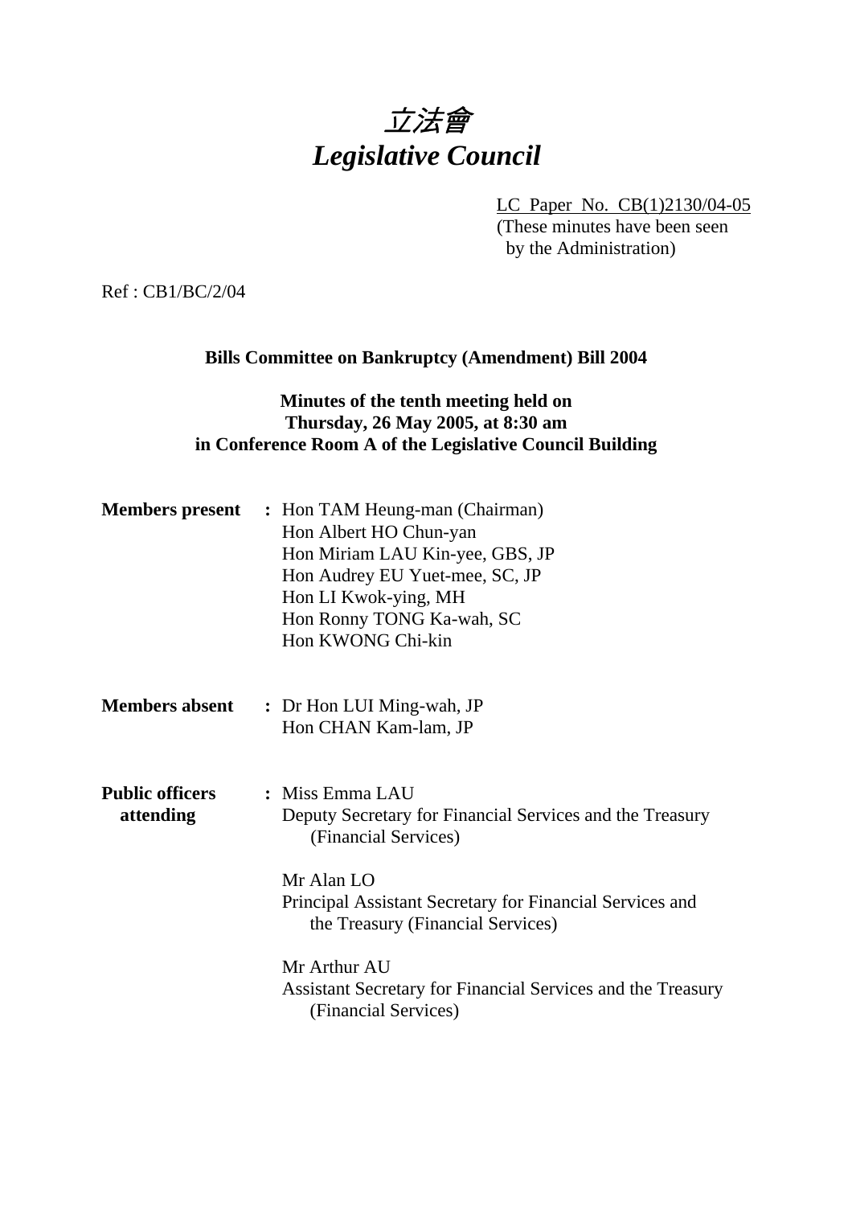# 立法會
# *Legislative Council*

LC Paper No. CB(1)2130/04-05
(These minutes have been seen by the Administration)

Ref : CB1/BC/2/04

**Bills Committee on Bankruptcy (Amendment) Bill 2004**

**Minutes of the tenth meeting held on Thursday, 26 May 2005, at 8:30 am in Conference Room A of the Legislative Council Building**

**Members present** : Hon TAM Heung-man (Chairman)
Hon Albert HO Chun-yan
Hon Miriam LAU Kin-yee, GBS, JP
Hon Audrey EU Yuet-mee, SC, JP
Hon LI Kwok-ying, MH
Hon Ronny TONG Ka-wah, SC
Hon KWONG Chi-kin

**Members absent** : Dr Hon LUI Ming-wah, JP
Hon CHAN Kam-lam, JP

**Public officers attending** : Miss Emma LAU
Deputy Secretary for Financial Services and the Treasury (Financial Services)

Mr Alan LO
Principal Assistant Secretary for Financial Services and the Treasury (Financial Services)

Mr Arthur AU
Assistant Secretary for Financial Services and the Treasury (Financial Services)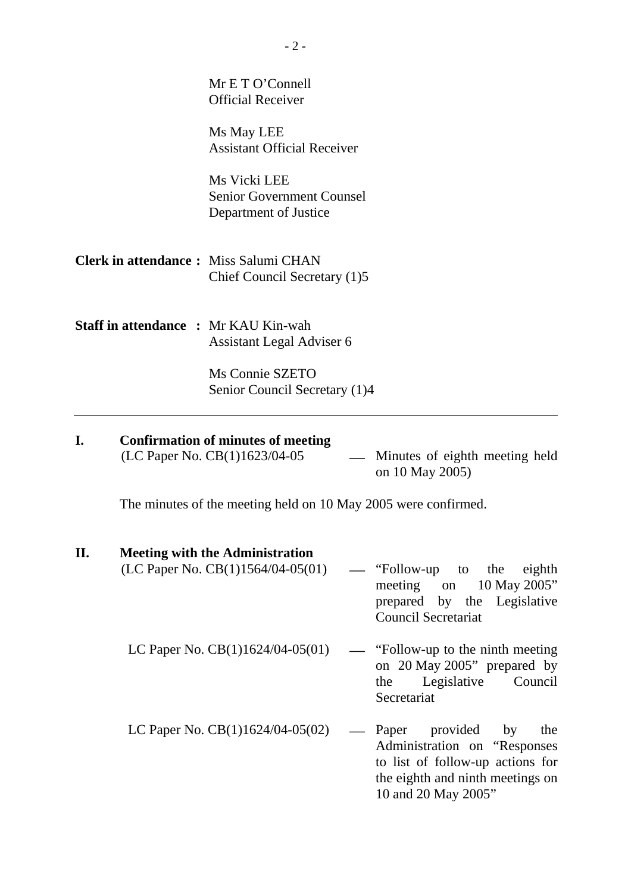Mr E T O'Connell
Official Receiver

Ms May LEE
Assistant Official Receiver

Ms Vicki LEE
Senior Government Counsel
Department of Justice

**Clerk in attendance :** Miss Salumi CHAN
Chief Council Secretary (1)5

**Staff in attendance :** Mr KAU Kin-wah
Assistant Legal Adviser 6

Ms Connie SZETO
Senior Council Secretary (1)4

---

**I. Confirmation of minutes of meeting**

(LC Paper No. CB(1)1623/04-05 — Minutes of eighth meeting held on 10 May 2005)

The minutes of the meeting held on 10 May 2005 were confirmed.

**II. Meeting with the Administration**

(LC Paper No. CB(1)1564/04-05(01) — "Follow-up to the eighth meeting on 10 May 2005" prepared by the Legislative Council Secretariat

LC Paper No. CB(1)1624/04-05(01) — "Follow-up to the ninth meeting on 20 May 2005" prepared by the Legislative Council Secretariat

LC Paper No. CB(1)1624/04-05(02) — Paper provided by the Administration on "Responses to list of follow-up actions for the eighth and ninth meetings on 10 and 20 May 2005"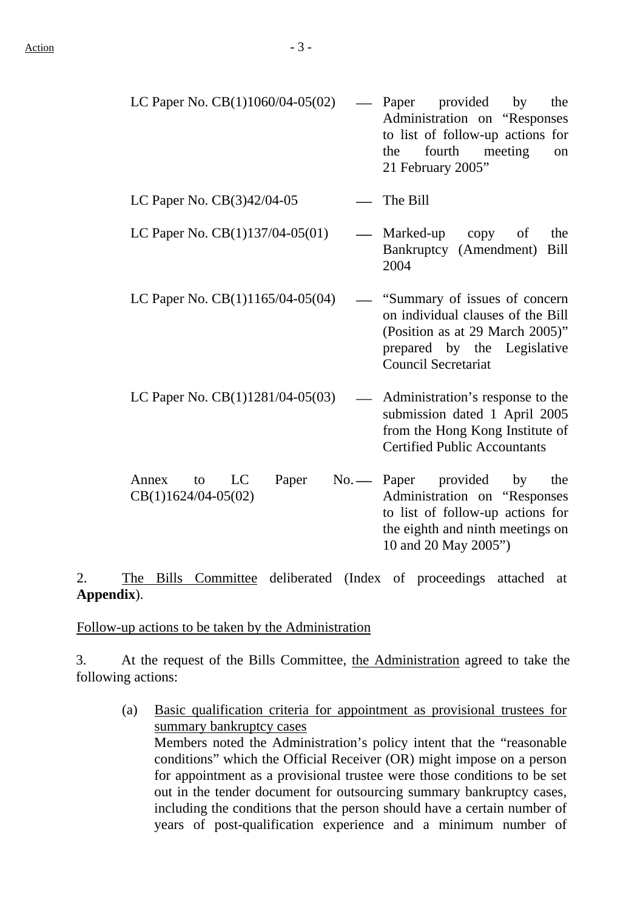| | | |
|---|---|---|
| LC Paper No. CB(1)1060/04-05(02) | — | Paper provided by the Administration on "Responses to list of follow-up actions for the fourth meeting on 21 February 2005" |
| LC Paper No. CB(3)42/04-05 | — | The Bill |
| LC Paper No. CB(1)137/04-05(01) | — | Marked-up copy of the Bankruptcy (Amendment) Bill 2004 |
| LC Paper No. CB(1)1165/04-05(04) | — | "Summary of issues of concern on individual clauses of the Bill (Position as at 29 March 2005)" prepared by the Legislative Council Secretariat |
| LC Paper No. CB(1)1281/04-05(03) | — | Administration's response to the submission dated 1 April 2005 from the Hong Kong Institute of Certified Public Accountants |
| Annex to LC Paper No. CB(1)1624/04-05(02) | — | Paper provided by the Administration on "Responses to list of follow-up actions for the eighth and ninth meetings on 10 and 20 May 2005") |

2. The Bills Committee deliberated (Index of proceedings attached at **Appendix**).

Follow-up actions to be taken by the Administration

3. At the request of the Bills Committee, the Administration agreed to take the following actions:

(a) Basic qualification criteria for appointment as provisional trustees for summary bankruptcy cases
Members noted the Administration's policy intent that the "reasonable conditions" which the Official Receiver (OR) might impose on a person for appointment as a provisional trustee were those conditions to be set out in the tender document for outsourcing summary bankruptcy cases, including the conditions that the person should have a certain number of years of post-qualification experience and a minimum number of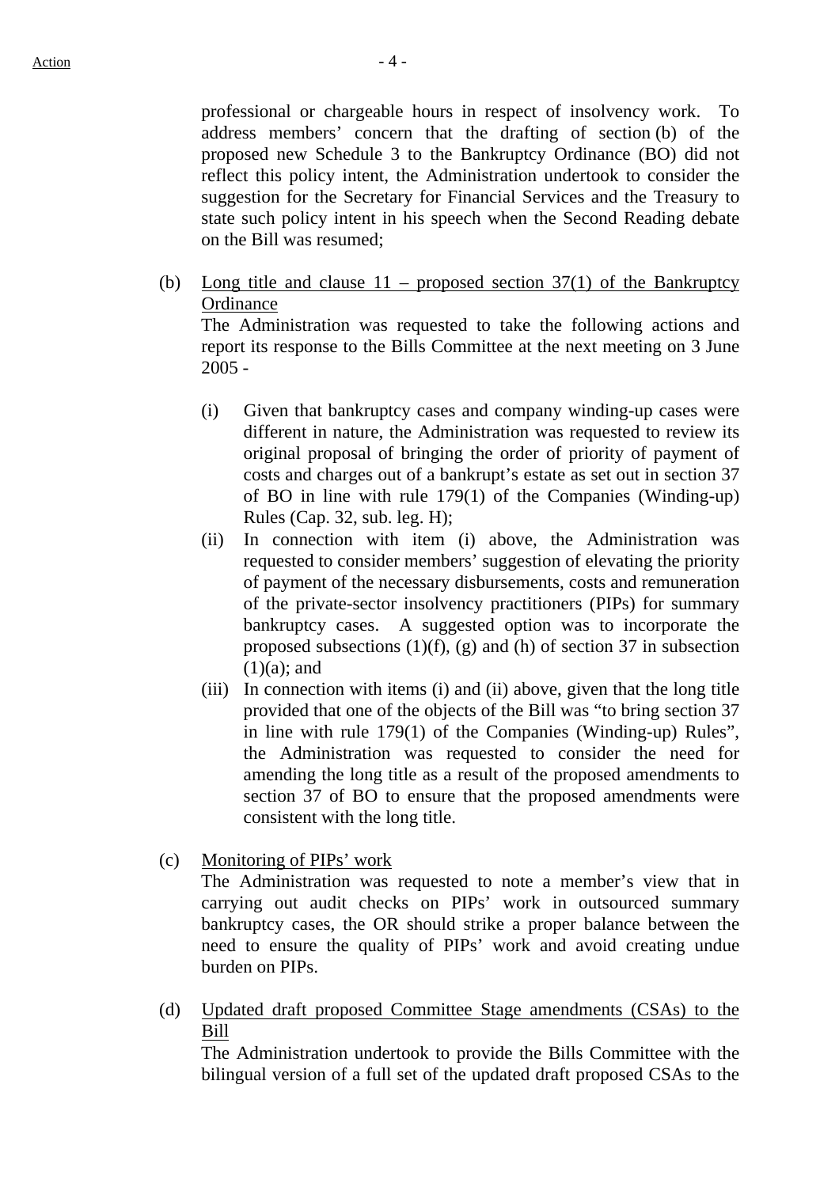professional or chargeable hours in respect of insolvency work. To address members' concern that the drafting of section (b) of the proposed new Schedule 3 to the Bankruptcy Ordinance (BO) did not reflect this policy intent, the Administration undertook to consider the suggestion for the Secretary for Financial Services and the Treasury to state such policy intent in his speech when the Second Reading debate on the Bill was resumed;

(b) Long title and clause 11 – proposed section 37(1) of the Bankruptcy Ordinance

The Administration was requested to take the following actions and report its response to the Bills Committee at the next meeting on 3 June 2005 -

(i) Given that bankruptcy cases and company winding-up cases were different in nature, the Administration was requested to review its original proposal of bringing the order of priority of payment of costs and charges out of a bankrupt's estate as set out in section 37 of BO in line with rule 179(1) of the Companies (Winding-up) Rules (Cap. 32, sub. leg. H);

(ii) In connection with item (i) above, the Administration was requested to consider members' suggestion of elevating the priority of payment of the necessary disbursements, costs and remuneration of the private-sector insolvency practitioners (PIPs) for summary bankruptcy cases. A suggested option was to incorporate the proposed subsections (1)(f), (g) and (h) of section 37 in subsection (1)(a); and

(iii) In connection with items (i) and (ii) above, given that the long title provided that one of the objects of the Bill was "to bring section 37 in line with rule 179(1) of the Companies (Winding-up) Rules", the Administration was requested to consider the need for amending the long title as a result of the proposed amendments to section 37 of BO to ensure that the proposed amendments were consistent with the long title.

(c) Monitoring of PIPs' work

The Administration was requested to note a member's view that in carrying out audit checks on PIPs' work in outsourced summary bankruptcy cases, the OR should strike a proper balance between the need to ensure the quality of PIPs' work and avoid creating undue burden on PIPs.

(d) Updated draft proposed Committee Stage amendments (CSAs) to the Bill

The Administration undertook to provide the Bills Committee with the bilingual version of a full set of the updated draft proposed CSAs to the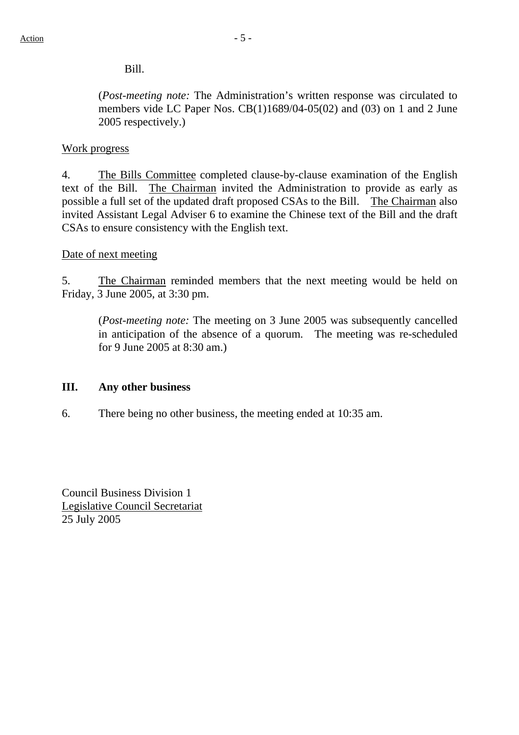Bill.

(*Post-meeting note:* The Administration's written response was circulated to members vide LC Paper Nos. CB(1)1689/04-05(02) and (03) on 1 and 2 June 2005 respectively.)

Work progress

4. The Bills Committee completed clause-by-clause examination of the English text of the Bill. The Chairman invited the Administration to provide as early as possible a full set of the updated draft proposed CSAs to the Bill. The Chairman also invited Assistant Legal Adviser 6 to examine the Chinese text of the Bill and the draft CSAs to ensure consistency with the English text.

Date of next meeting

5. The Chairman reminded members that the next meeting would be held on Friday, 3 June 2005, at 3:30 pm.

(*Post-meeting note:* The meeting on 3 June 2005 was subsequently cancelled in anticipation of the absence of a quorum. The meeting was re-scheduled for 9 June 2005 at 8:30 am.)

**III. Any other business**

6. There being no other business, the meeting ended at 10:35 am.

Council Business Division 1
Legislative Council Secretariat
25 July 2005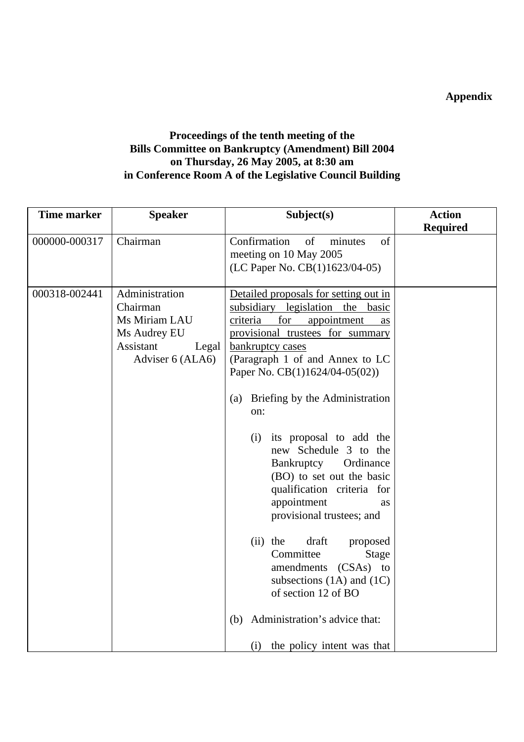**Appendix**

**Proceedings of the tenth meeting of the**
**Bills Committee on Bankruptcy (Amendment) Bill 2004**
**on Thursday, 26 May 2005, at 8:30 am**
**in Conference Room A of the Legislative Council Building**

| Time marker | Speaker | Subject(s) | Action Required |
|---|---|---|---|
| 000000-000317 | Chairman | Confirmation of minutes of meeting on 10 May 2005<br>(LC Paper No. CB(1)1623/04-05) | |
| 000318-002441 | Administration<br>Chairman<br>Ms Miriam LAU<br>Ms Audrey EU<br>Assistant Legal Adviser 6 (ALA6) | <u>Detailed proposals for setting out in subsidiary legislation the basic criteria for appointment as provisional trustees for summary bankruptcy cases</u><br>(Paragraph 1 of and Annex to LC Paper No. CB(1)1624/04-05(02))<br><br>(a) Briefing by the Administration on:<br><br>(i) its proposal to add the new Schedule 3 to the Bankruptcy Ordinance (BO) to set out the basic qualification criteria for appointment as provisional trustees; and<br><br>(ii) the draft proposed Committee Stage amendments (CSAs) to subsections (1A) and (1C) of section 12 of BO<br><br>(b) Administration's advice that:<br><br>(i) the policy intent was that | |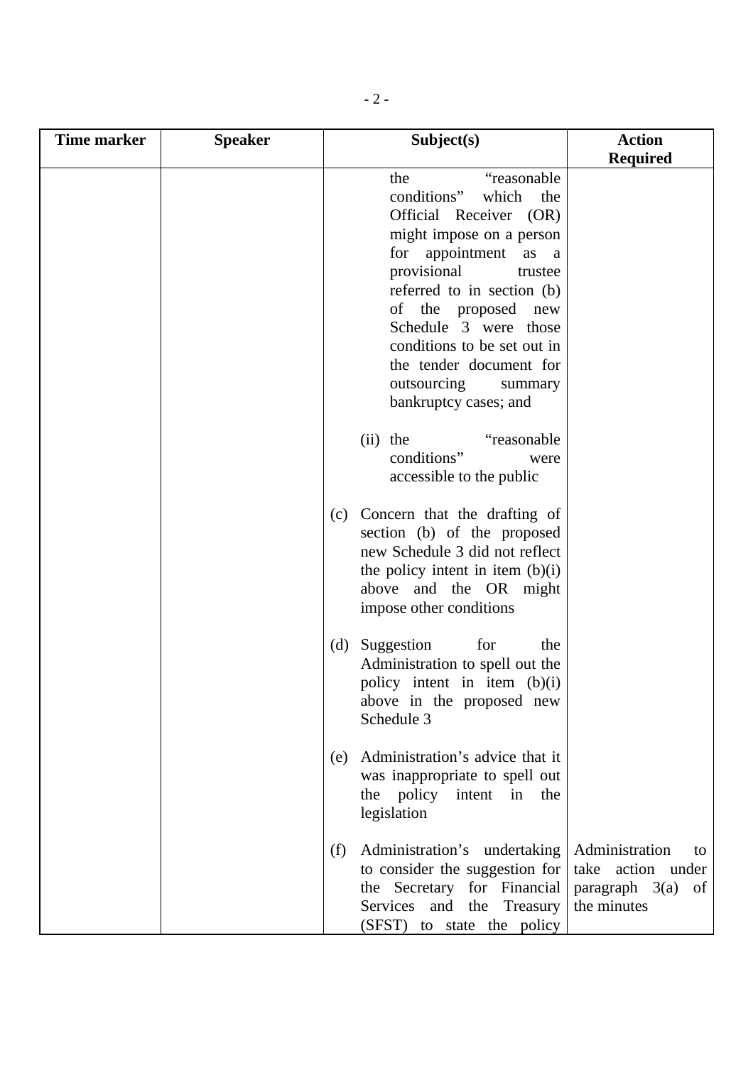| Time marker | Speaker | Subject(s) | Action Required |
|---|---|---|---|
| | | the "reasonable conditions" which the Official Receiver (OR) might impose on a person for appointment as a provisional trustee referred to in section (b) of the proposed new Schedule 3 were those conditions to be set out in the tender document for outsourcing summary bankruptcy cases; and<br><br>(ii) the "reasonable conditions" were accessible to the public<br><br>(c) Concern that the drafting of section (b) of the proposed new Schedule 3 did not reflect the policy intent in item (b)(i) above and the OR might impose other conditions<br><br>(d) Suggestion for the Administration to spell out the policy intent in item (b)(i) above in the proposed new Schedule 3<br><br>(e) Administration's advice that it was inappropriate to spell out the policy intent in the legislation<br><br>(f) Administration's undertaking to consider the suggestion for the Secretary for Financial Services and the Treasury (SFST) to state the policy | Administration to take action under paragraph 3(a) of the minutes |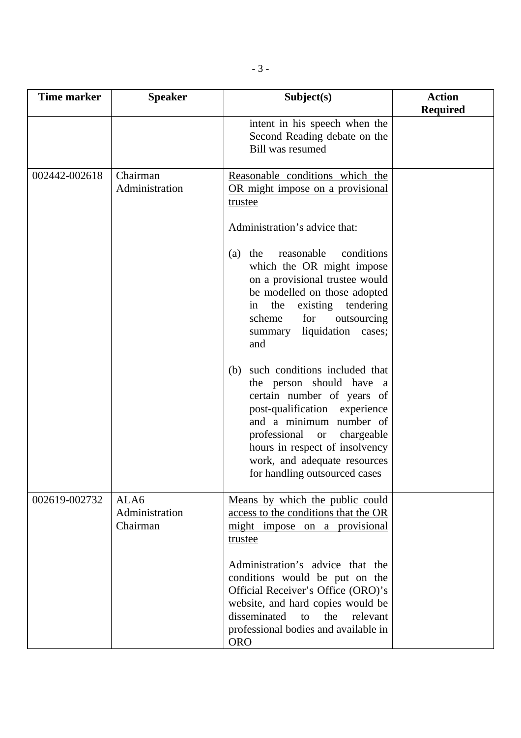| Time marker | Speaker | Subject(s) | Action Required |
|---|---|---|---|
| | | intent in his speech when the Second Reading debate on the Bill was resumed | |
| 002442-002618 | Chairman<br>Administration | <u>Reasonable conditions which the OR might impose on a provisional trustee</u><br><br>Administration's advice that:<br><br>(a) the reasonable conditions which the OR might impose on a provisional trustee would be modelled on those adopted in the existing tendering scheme for outsourcing summary liquidation cases; and<br><br>(b) such conditions included that the person should have a certain number of years of post-qualification experience and a minimum number of professional or chargeable hours in respect of insolvency work, and adequate resources for handling outsourced cases | |
| 002619-002732 | ALA6<br>Administration<br>Chairman | <u>Means by which the public could access to the conditions that the OR might impose on a provisional trustee</u><br><br>Administration's advice that the conditions would be put on the Official Receiver's Office (ORO)'s website, and hard copies would be disseminated to the relevant professional bodies and available in ORO | |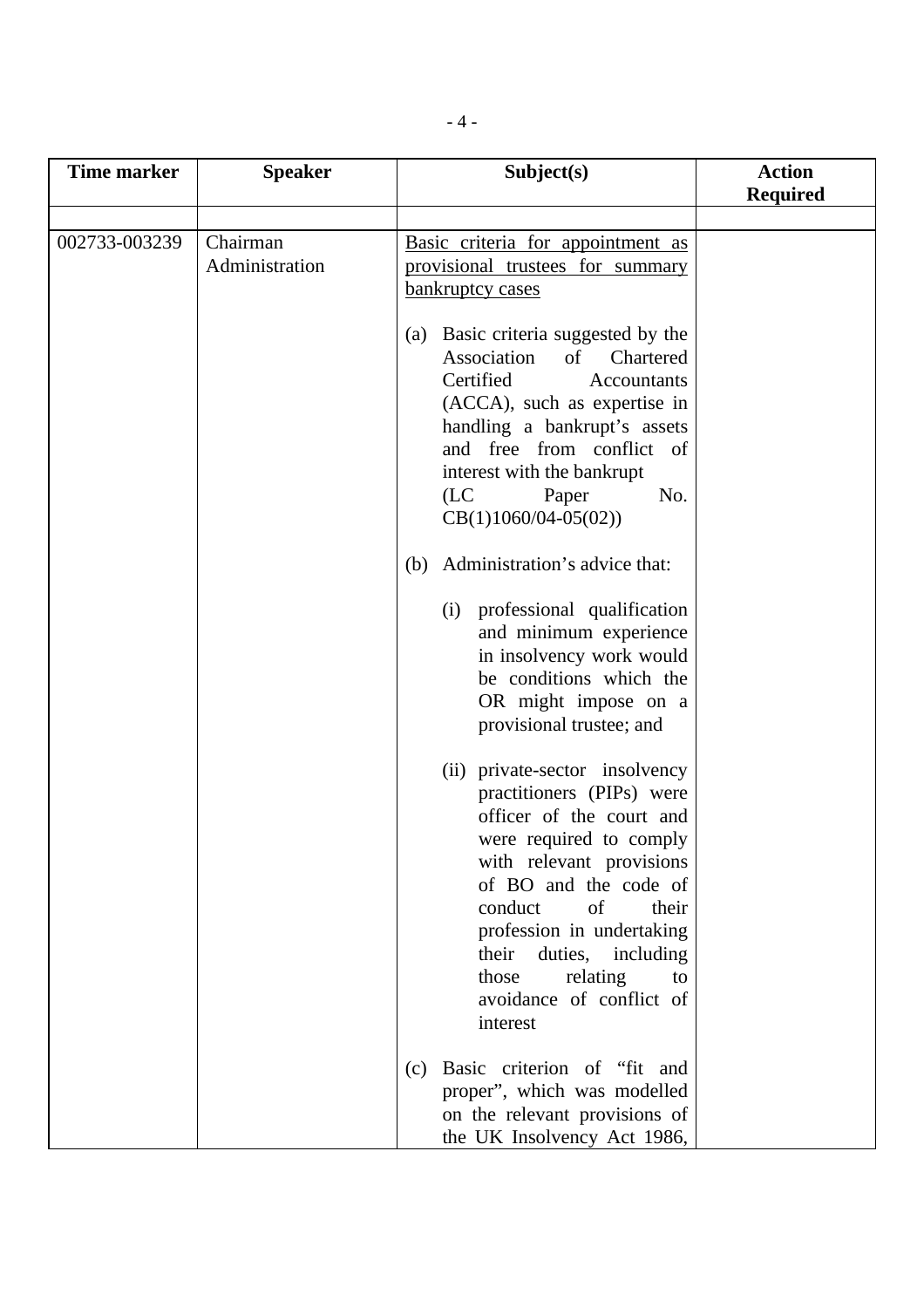| Time marker | Speaker | Subject(s) | Action Required |
|---|---|---|---|
| | | | |
| 002733-003239 | Chairman<br>Administration | <u>Basic criteria for appointment as provisional trustees for summary bankruptcy cases</u><br><br>(a) Basic criteria suggested by the Association of Chartered Certified Accountants (ACCA), such as expertise in handling a bankrupt's assets and free from conflict of interest with the bankrupt (LC Paper No. CB(1)1060/04-05(02))<br><br>(b) Administration's advice that:<br><br>(i) professional qualification and minimum experience in insolvency work would be conditions which the OR might impose on a provisional trustee; and<br><br>(ii) private-sector insolvency practitioners (PIPs) were officer of the court and were required to comply with relevant provisions of BO and the code of conduct of their profession in undertaking their duties, including those relating to avoidance of conflict of interest<br><br>(c) Basic criterion of "fit and proper", which was modelled on the relevant provisions of the UK Insolvency Act 1986, | |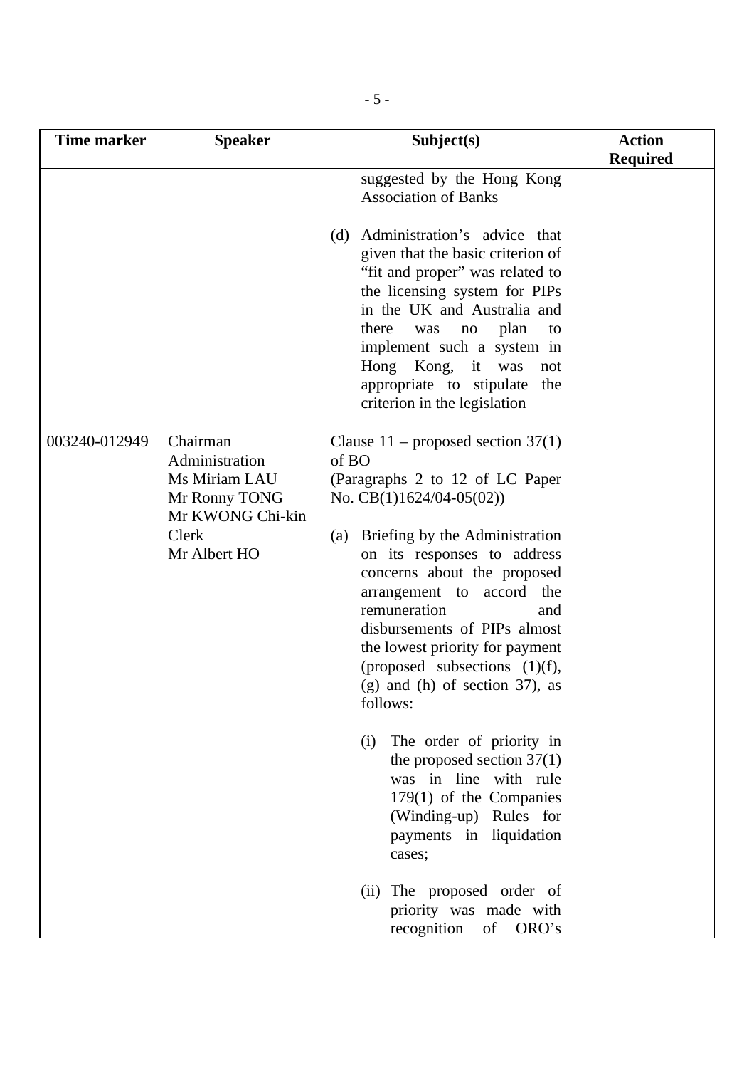| Time marker | Speaker | Subject(s) | Action Required |
|---|---|---|---|
| | | suggested by the Hong Kong Association of Banks<br><br>(d) Administration's advice that given that the basic criterion of "fit and proper" was related to the licensing system for PIPs in the UK and Australia and there was no plan to implement such a system in Hong Kong, it was not appropriate to stipulate the criterion in the legislation | |
| 003240-012949 | Chairman<br>Administration<br>Ms Miriam LAU<br>Mr Ronny TONG<br>Mr KWONG Chi-kin<br>Clerk<br>Mr Albert HO | Clause 11 – proposed section 37(1) of BO<br>(Paragraphs 2 to 12 of LC Paper No. CB(1)1624/04-05(02))<br><br>(a) Briefing by the Administration on its responses to address concerns about the proposed arrangement to accord the remuneration and disbursements of PIPs almost the lowest priority for payment (proposed subsections (1)(f), (g) and (h) of section 37), as follows:<br><br>(i) The order of priority in the proposed section 37(1) was in line with rule 179(1) of the Companies (Winding-up) Rules for payments in liquidation cases;<br><br>(ii) The proposed order of priority was made with recognition of ORO's | |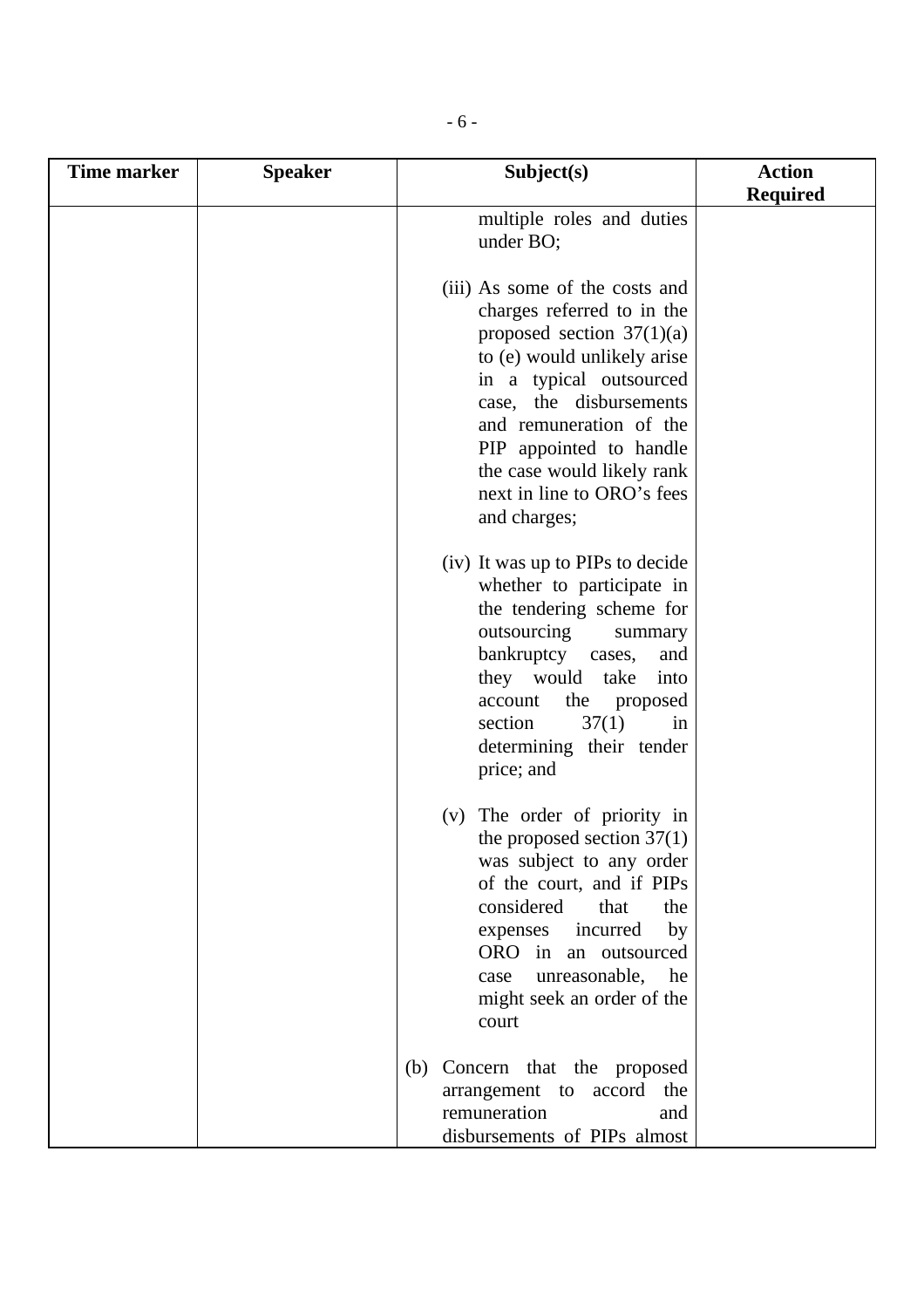| Time marker | Speaker | Subject(s) | Action Required |
|---|---|---|---|
| | | multiple roles and duties under BO;<br><br>(iii) As some of the costs and charges referred to in the proposed section 37(1)(a) to (e) would unlikely arise in a typical outsourced case, the disbursements and remuneration of the PIP appointed to handle the case would likely rank next in line to ORO's fees and charges;<br><br>(iv) It was up to PIPs to decide whether to participate in the tendering scheme for outsourcing summary bankruptcy cases, and they would take into account the proposed section 37(1) in determining their tender price; and<br><br>(v) The order of priority in the proposed section 37(1) was subject to any order of the court, and if PIPs considered that the expenses incurred by ORO in an outsourced case unreasonable, he might seek an order of the court<br><br>(b) Concern that the proposed arrangement to accord the remuneration and disbursements of PIPs almost | |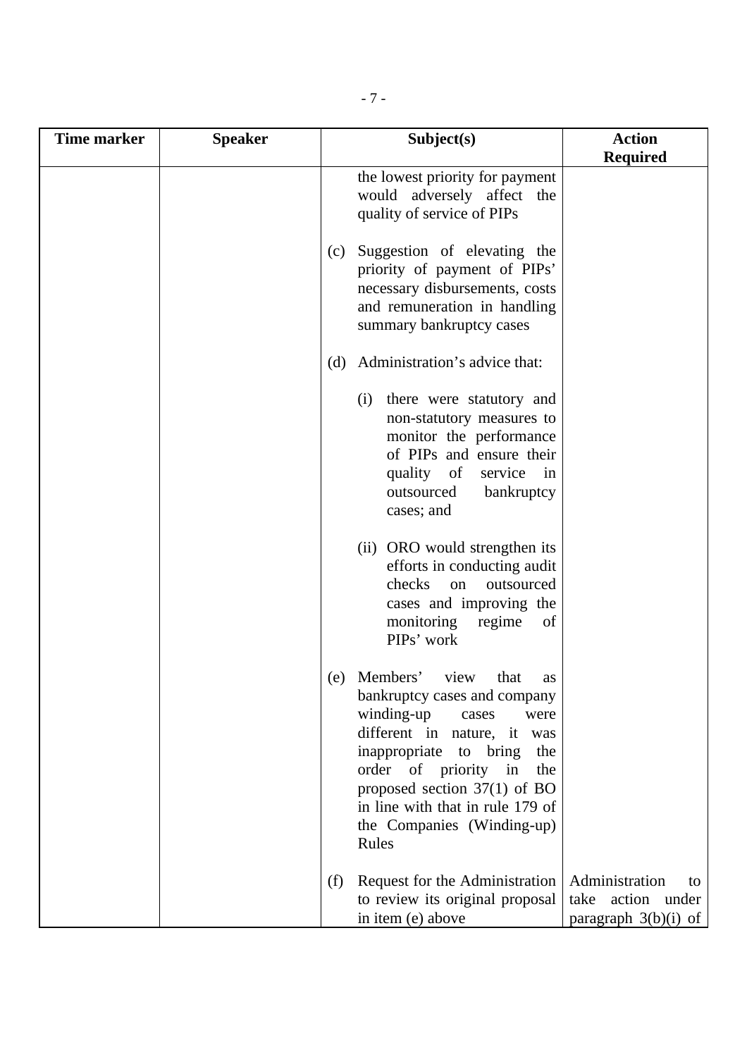| Time marker | Speaker | Subject(s) | Action Required |
|---|---|---|---|
| | | the lowest priority for payment would adversely affect the quality of service of PIPs<br><br>(c) Suggestion of elevating the priority of payment of PIPs' necessary disbursements, costs and remuneration in handling summary bankruptcy cases<br><br>(d) Administration's advice that:<br><br>(i) there were statutory and non-statutory measures to monitor the performance of PIPs and ensure their quality of service in outsourced bankruptcy cases; and<br><br>(ii) ORO would strengthen its efforts in conducting audit checks on outsourced cases and improving the monitoring regime of PIPs' work<br><br>(e) Members' view that as bankruptcy cases and company winding-up cases were different in nature, it was inappropriate to bring the order of priority in the proposed section 37(1) of BO in line with that in rule 179 of the Companies (Winding-up) Rules<br><br>(f) Request for the Administration to review its original proposal in item (e) above | Administration to take action under paragraph 3(b)(i) of |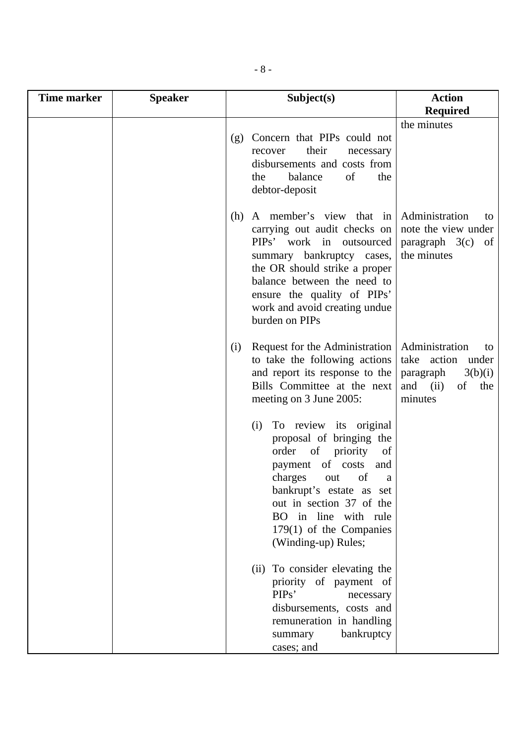| Time marker | Speaker | Subject(s) | Action Required |
|---|---|---|---|
| | | | the minutes |
| | | (g) Concern that PIPs could not recover their necessary disbursements and costs from the balance of the debtor-deposit | |
| | | (h) A member's view that in carrying out audit checks on PIPs' work in outsourced summary bankruptcy cases, the OR should strike a proper balance between the need to ensure the quality of PIPs' work and avoid creating undue burden on PIPs | Administration to note the view under paragraph 3(c) of the minutes |
| | | (i) Request for the Administration to take the following actions and report its response to the Bills Committee at the next meeting on 3 June 2005:<br><br>(i) To review its original proposal of bringing the order of priority of payment of costs and charges out of a bankrupt's estate as set out in section 37 of the BO in line with rule 179(1) of the Companies (Winding-up) Rules;<br><br>(ii) To consider elevating the priority of payment of PIPs' necessary disbursements, costs and remuneration in handling summary bankruptcy cases; and | Administration to take action under paragraph 3(b)(i) and (ii) of the minutes |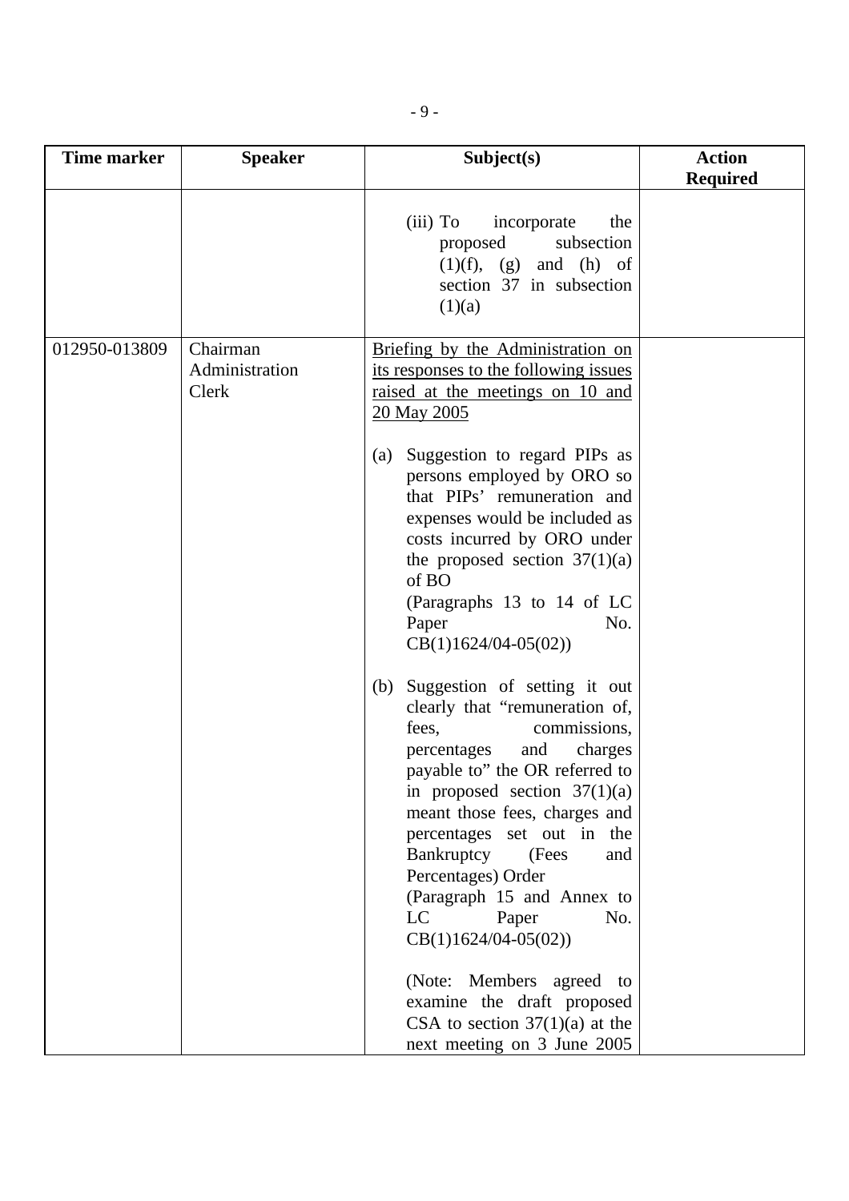| Time marker | Speaker | Subject(s) | Action Required |
|---|---|---|---|
| | | (iii) To incorporate the proposed subsection (1)(f), (g) and (h) of section 37 in subsection (1)(a) | |
| 012950-013809 | Chairman<br>Administration<br>Clerk | <u>Briefing by the Administration on its responses to the following issues raised at the meetings on 10 and 20 May 2005</u><br><br>(a) Suggestion to regard PIPs as persons employed by ORO so that PIPs' remuneration and expenses would be included as costs incurred by ORO under the proposed section 37(1)(a) of BO<br>(Paragraphs 13 to 14 of LC Paper No. CB(1)1624/04-05(02))<br><br>(b) Suggestion of setting it out clearly that "remuneration of, fees, commissions, percentages and charges payable to" the OR referred to in proposed section 37(1)(a) meant those fees, charges and percentages set out in the Bankruptcy (Fees and Percentages) Order<br>(Paragraph 15 and Annex to LC Paper No. CB(1)1624/04-05(02))<br><br>(Note: Members agreed to examine the draft proposed CSA to section 37(1)(a) at the next meeting on 3 June 2005 | |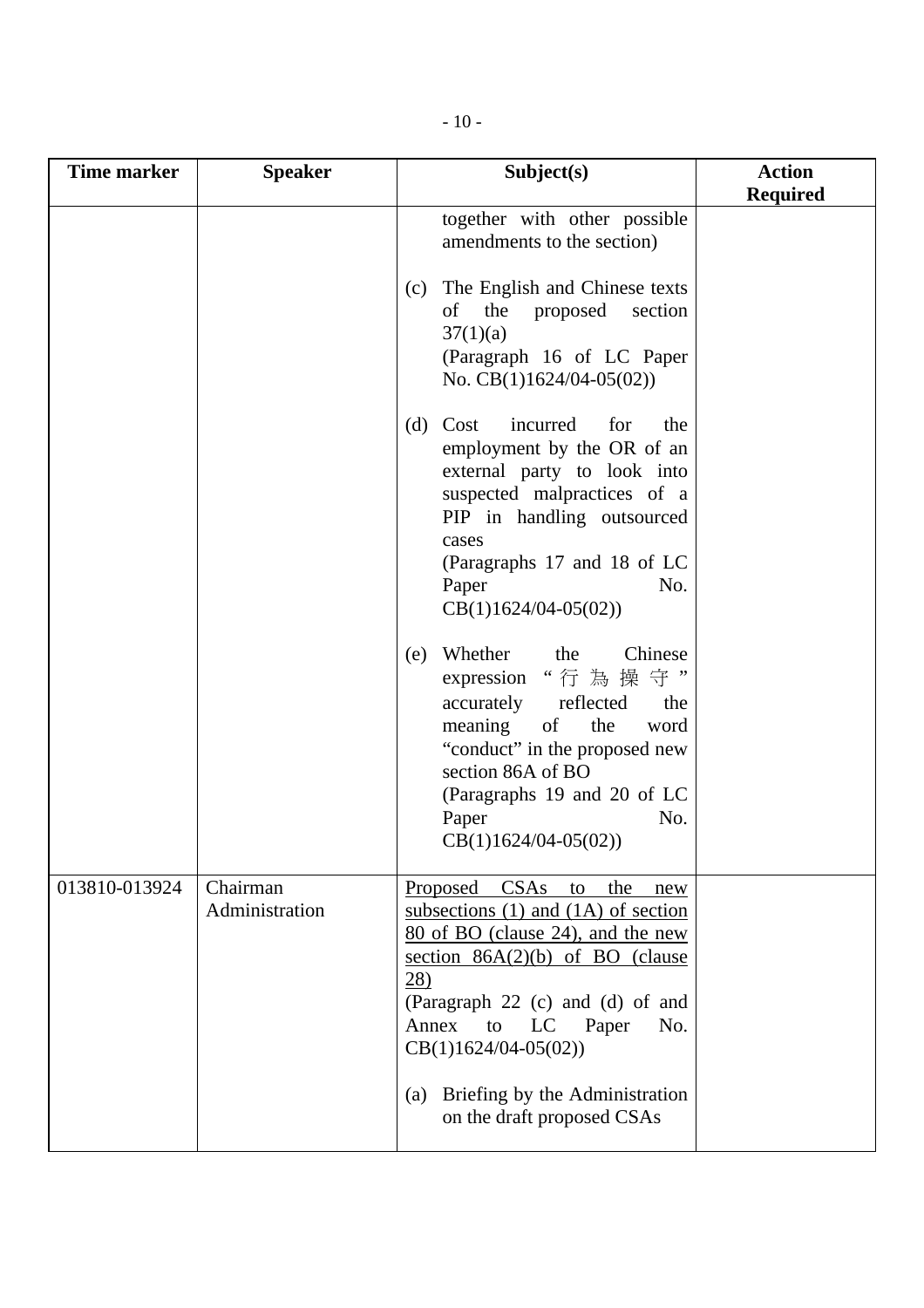| Time marker | Speaker | Subject(s) | Action Required |
|---|---|---|---|
| | | together with other possible amendments to the section)<br><br>(c) The English and Chinese texts of the proposed section 37(1)(a)<br>(Paragraph 16 of LC Paper No. CB(1)1624/04-05(02))<br><br>(d) Cost incurred for the employment by the OR of an external party to look into suspected malpractices of a PIP in handling outsourced cases<br>(Paragraphs 17 and 18 of LC Paper No. CB(1)1624/04-05(02))<br><br>(e) Whether the Chinese expression "行為操守" accurately reflected the meaning of the word "conduct" in the proposed new section 86A of BO<br>(Paragraphs 19 and 20 of LC Paper No. CB(1)1624/04-05(02)) | |
| 013810-013924 | Chairman<br>Administration | <u>Proposed CSAs to the new subsections (1) and (1A) of section 80 of BO (clause 24), and the new section 86A(2)(b) of BO (clause 28)</u><br>(Paragraph 22 (c) and (d) of and Annex to LC Paper No. CB(1)1624/04-05(02))<br><br>(a) Briefing by the Administration on the draft proposed CSAs | |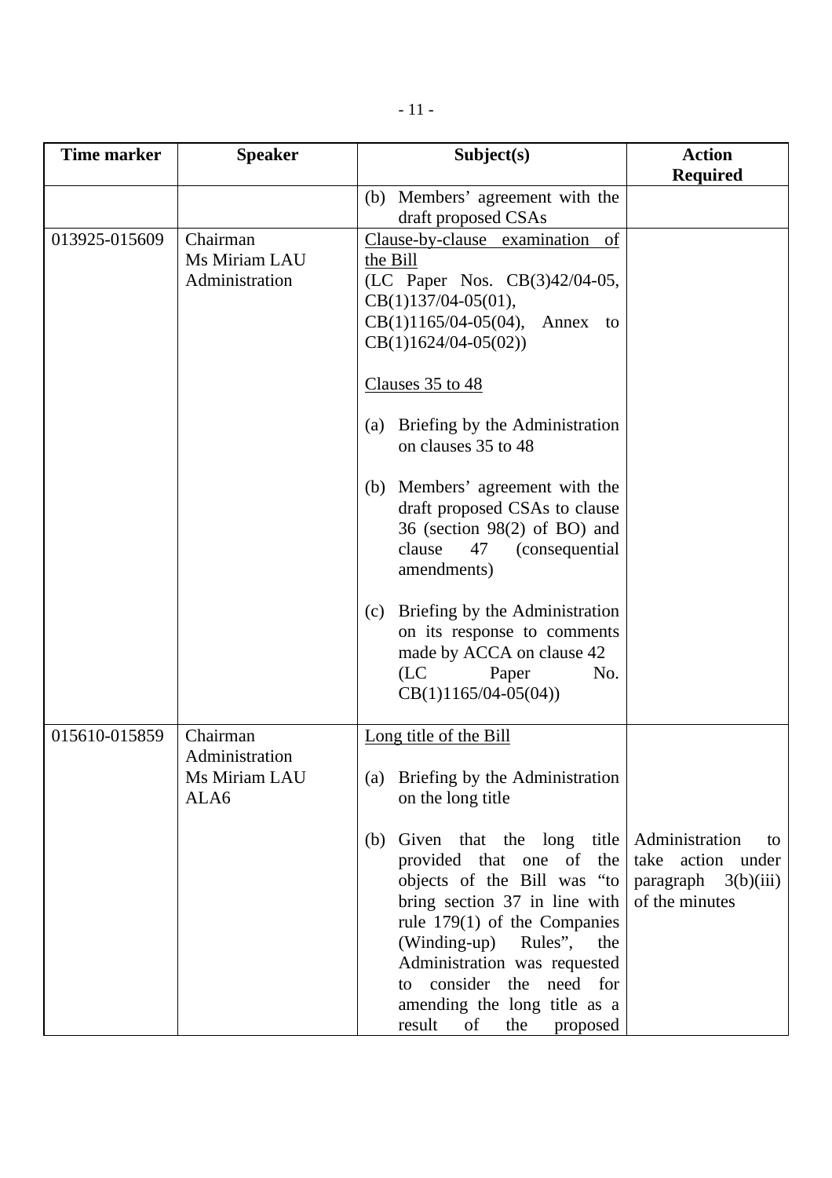| Time marker | Speaker | Subject(s) | Action Required |
|---|---|---|---|
| | | (b) Members' agreement with the draft proposed CSAs | |
| 013925-015609 | Chairman<br>Ms Miriam LAU<br>Administration | Clause-by-clause examination of the Bill<br>(LC Paper Nos. CB(3)42/04-05, CB(1)137/04-05(01), CB(1)1165/04-05(04), Annex to CB(1)1624/04-05(02))<br><br>Clauses 35 to 48<br><br>(a) Briefing by the Administration on clauses 35 to 48<br><br>(b) Members' agreement with the draft proposed CSAs to clause 36 (section 98(2) of BO) and clause 47 (consequential amendments)<br><br>(c) Briefing by the Administration on its response to comments made by ACCA on clause 42 (LC Paper No. CB(1)1165/04-05(04)) | |
| 015610-015859 | Chairman<br>Administration<br>Ms Miriam LAU<br>ALA6 | Long title of the Bill<br><br>(a) Briefing by the Administration on the long title<br><br>(b) Given that the long title provided that one of the objects of the Bill was "to bring section 37 in line with rule 179(1) of the Companies (Winding-up) Rules", the Administration was requested to consider the need for amending the long title as a result of the proposed | Administration to take action under paragraph 3(b)(iii) of the minutes |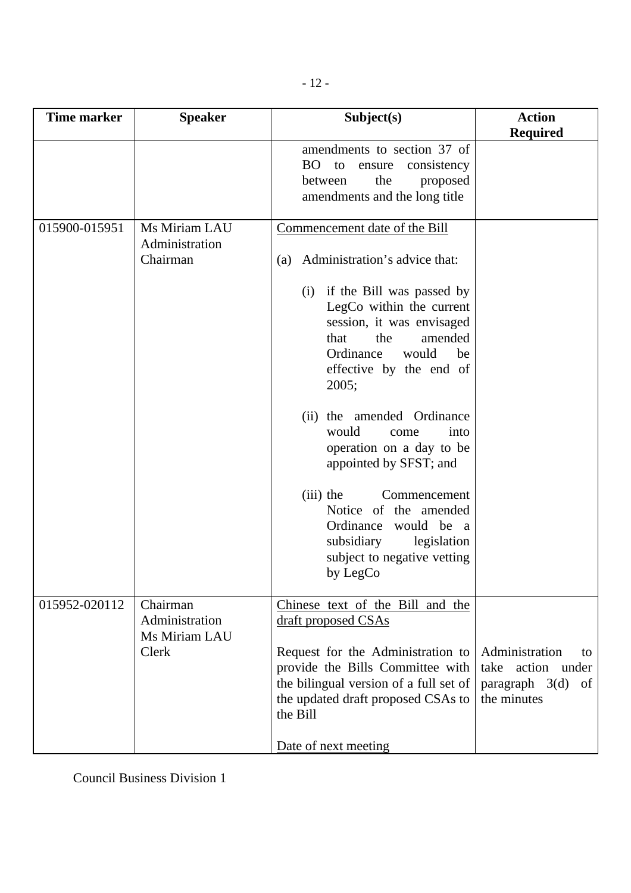| Time marker | Speaker | Subject(s) | Action Required |
|---|---|---|---|
| | | amendments to section 37 of BO to ensure consistency between the proposed amendments and the long title | |
| 015900-015951 | Ms Miriam LAU<br>Administration<br>Chairman | Commencement date of the Bill<br><br>(a) Administration's advice that:<br><br>(i) if the Bill was passed by LegCo within the current session, it was envisaged that the amended Ordinance would be effective by the end of 2005;<br><br>(ii) the amended Ordinance would come into operation on a day to be appointed by SFST; and<br><br>(iii) the Commencement Notice of the amended Ordinance would be a subsidiary legislation subject to negative vetting by LegCo | |
| 015952-020112 | Chairman<br>Administration<br>Ms Miriam LAU<br>Clerk | Chinese text of the Bill and the draft proposed CSAs<br><br>Request for the Administration to provide the Bills Committee with the bilingual version of a full set of the updated draft proposed CSAs to the Bill<br><br>Date of next meeting | <br><br><br>Administration to take action under paragraph 3(d) of the minutes |

Council Business Division 1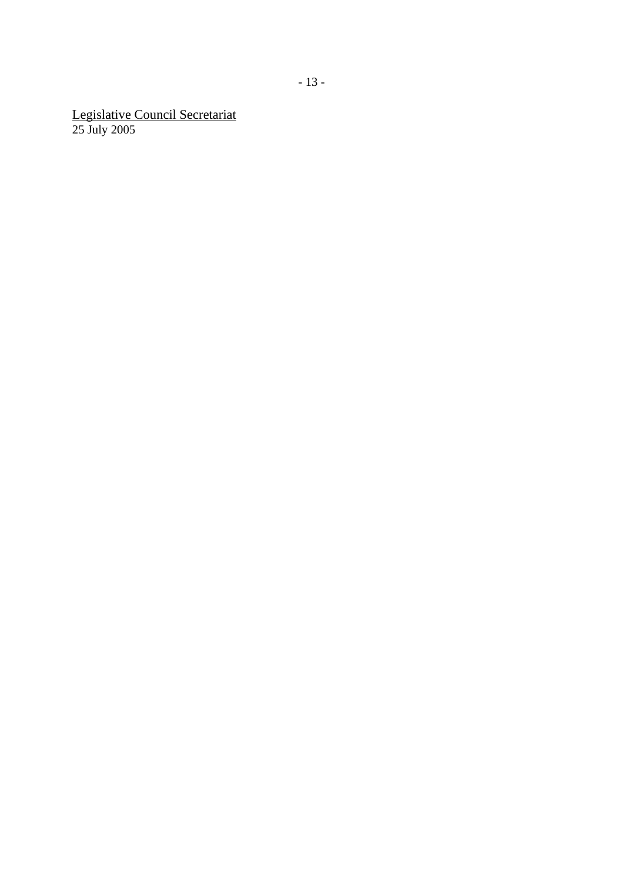<u>Legislative Council Secretariat</u>
25 July 2005